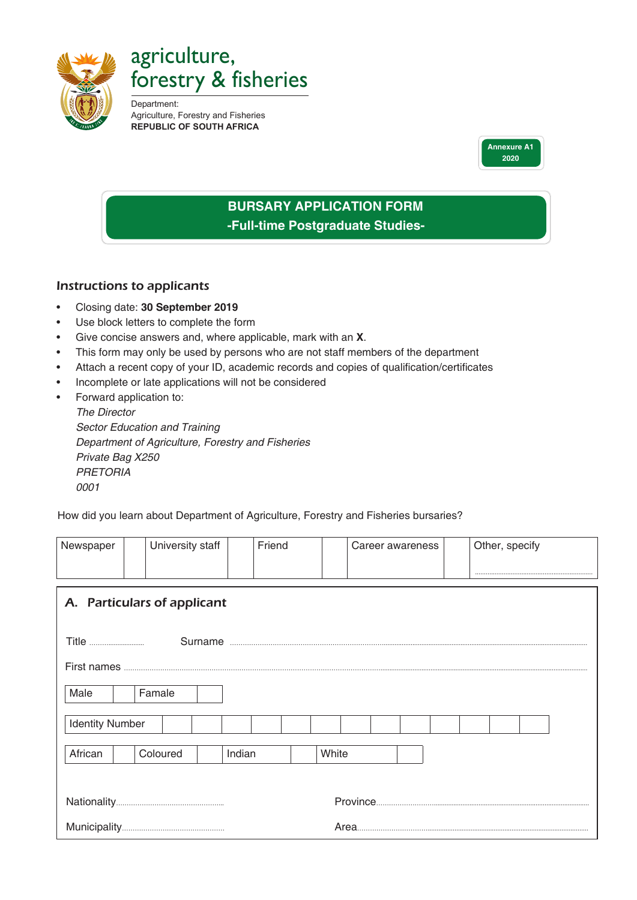agriculture, forestry & fisheries

Department:
Agriculture, Forestry and Fisheries
**REPUBLIC OF SOUTH AFRICA**

**Annexure A1 2020**

# BURSARY APPLICATION FORM
## -Full-time Postgraduate Studies-

### Instructions to applicants

- Closing date: **30 September 2019**
- Use block letters to complete the form
- Give concise answers and, where applicable, mark with an **X**.
- This form may only be used by persons who are not staff members of the department
- Attach a recent copy of your ID, academic records and copies of qualification/certificates
- Incomplete or late applications will not be considered
- Forward application to:
  *The Director*
  *Sector Education and Training*
  *Department of Agriculture, Forestry and Fisheries*
  *Private Bag X250*
  *PRETORIA*
  *0001*

How did you learn about Department of Agriculture, Forestry and Fisheries bursaries?

| Newspaper | | University staff | | Friend | | Career awareness | | Other, specify ................ |
|---|---|---|---|---|---|---|---|---|

## A. Particulars of applicant

Title .................. Surname ......................................................................

First names ......................................................................

| Male | | Famale | |
|---|---|---|---|

| Identity Number | | | | | | | | | | | | | |
|---|---|---|---|---|---|---|---|---|---|---|---|---|---|

| African | | Coloured | | Indian | | White | |
|---|---|---|---|---|---|---|---|

Nationality.................................... Province......................................................

Municipality.................................... Area......................................................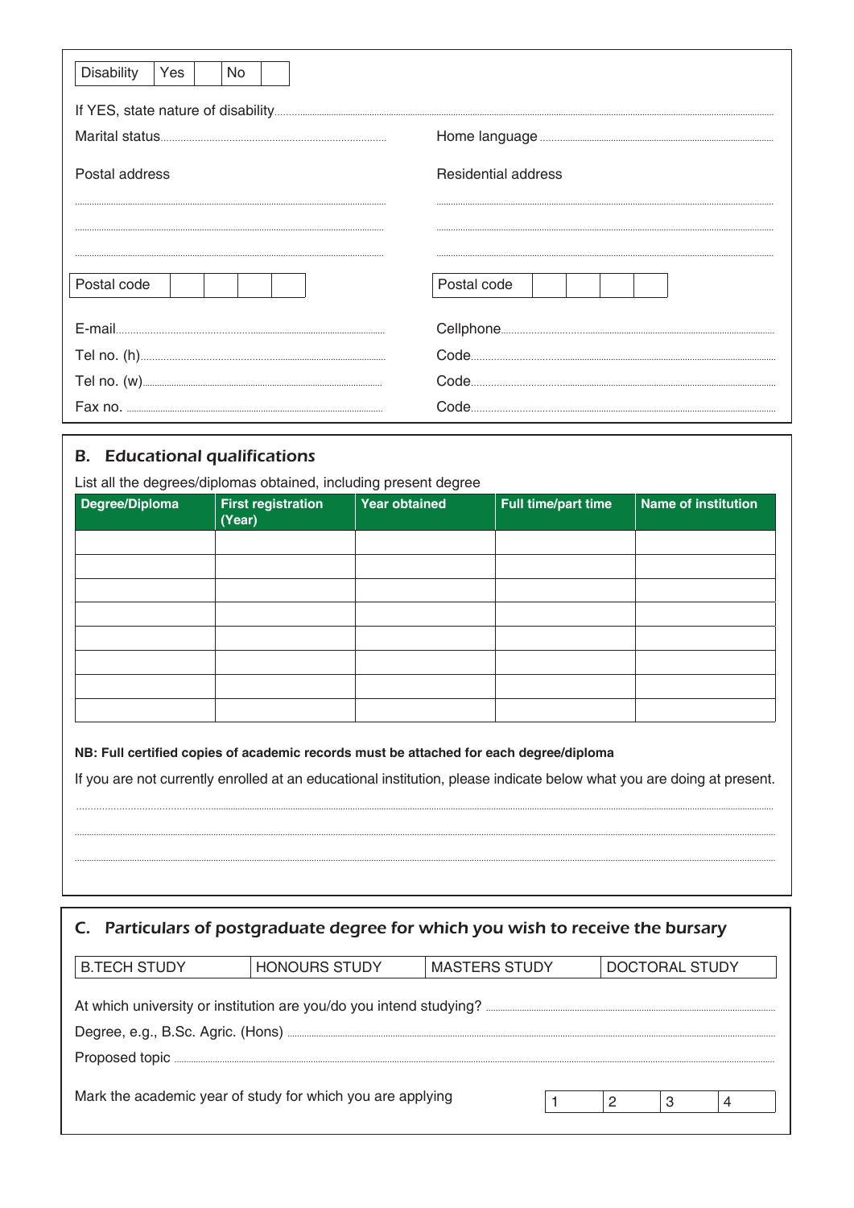| Disability | Yes | | No | |
|---|---|---|---|---|

If YES, state nature of disability……………………………………………………………

Marital status……………………………………

Home language……………………………………

Postal address

……………………………………

……………………………………

……………………………………

| Postal code | | | | |
|---|---|---|---|---|

Residential address

……………………………………

……………………………………

……………………………………

| Postal code | | | | |
|---|---|---|---|---|

E-mail……………………………………

Tel no. (h)……………………………………

Tel no. (w)……………………………………

Fax no. ……………………………………

Cellphone……………………………………

Code……………………………………

Code……………………………………

Code……………………………………

## B. Educational qualifications

List all the degrees/diplomas obtained, including present degree

| Degree/Diploma | First registration (Year) | Year obtained | Full time/part time | Name of institution |
|---|---|---|---|---|
| | | | | |
| | | | | |
| | | | | |
| | | | | |
| | | | | |
| | | | | |
| | | | | |
| | | | | |

**NB: Full certified copies of academic records must be attached for each degree/diploma**

If you are not currently enrolled at an educational institution, please indicate below what you are doing at present.

……………………………………………………………………………………

……………………………………………………………………………………

……………………………………………………………………………………

## C. Particulars of postgraduate degree for which you wish to receive the bursary

| B.TECH STUDY | HONOURS STUDY | MASTERS STUDY | DOCTORAL STUDY |
|---|---|---|---|

At which university or institution are you/do you intend studying? ……………………………………

Degree, e.g., B.Sc. Agric. (Hons) ……………………………………

Proposed topic ……………………………………

Mark the academic year of study for which you are applying

| 1 | 2 | 3 | 4 |
|---|---|---|---|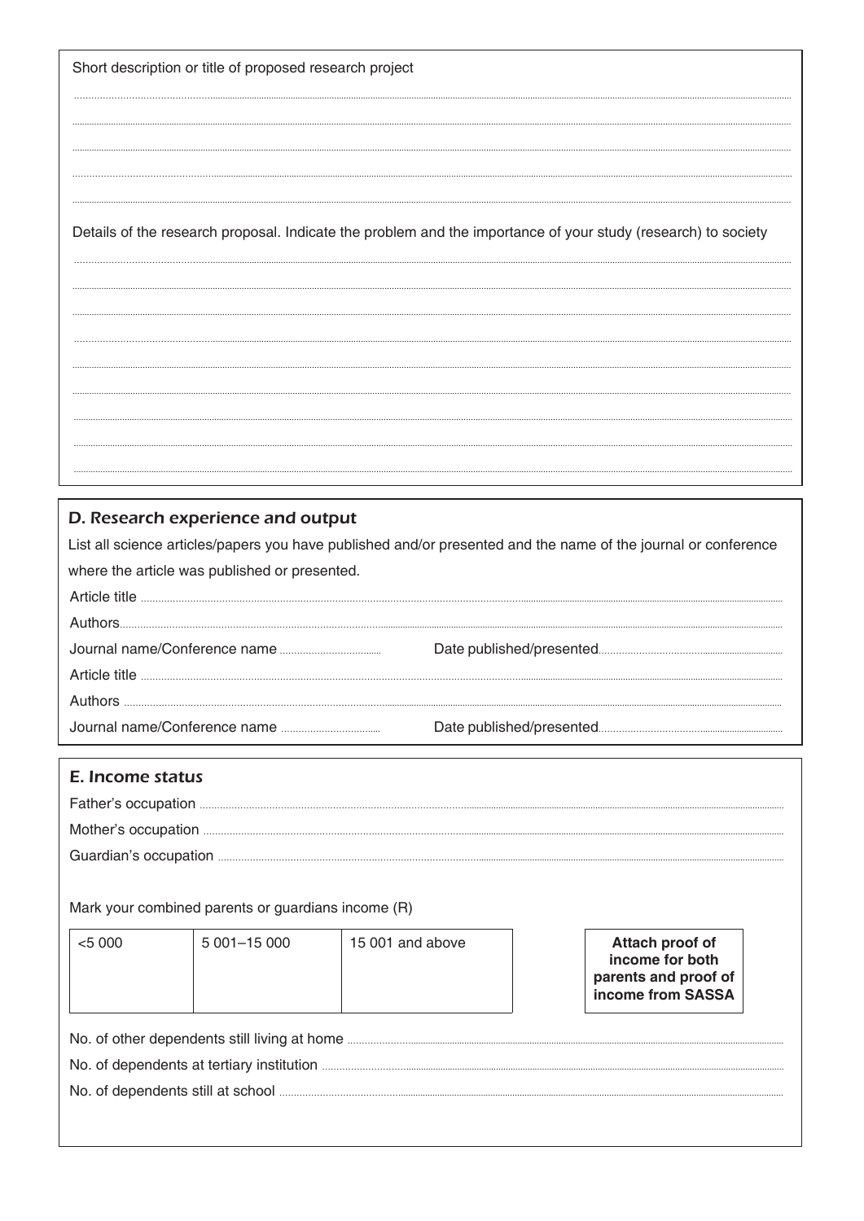Short description or title of proposed research project

..............................................................................................................................................................................................................

..............................................................................................................................................................................................................

..............................................................................................................................................................................................................

..............................................................................................................................................................................................................

..............................................................................................................................................................................................................

Details of the research proposal. Indicate the problem and the importance of your study (research) to society

..............................................................................................................................................................................................................

..............................................................................................................................................................................................................

..............................................................................................................................................................................................................

..............................................................................................................................................................................................................

..............................................................................................................................................................................................................

..............................................................................................................................................................................................................

..............................................................................................................................................................................................................

..............................................................................................................................................................................................................

..............................................................................................................................................................................................................

## D. Research experience and output

List all science articles/papers you have published and/or presented and the name of the journal or conference where the article was published or presented.

Article title ..............................................................................................................................................................................

Authors.....................................................................................................................................................................................

Journal name/Conference name .................................... Date published/presented...................................................................

Article title ..............................................................................................................................................................................

Authors ....................................................................................................................................................................................

Journal name/Conference name .................................... Date published/presented...................................................................

## E. Income status

Father's occupation .................................................................................................................................................................

Mother's occupation ................................................................................................................................................................

Guardian's occupation ............................................................................................................................................................

Mark your combined parents or guardians income (R)

| <5 000 | 5 001–15 000 | 15 001 and above |
|---|---|---|
| | | |

**Attach proof of income for both parents and proof of income from SASSA**

No. of other dependents still living at home ..........................................................................................................................

No. of dependents at tertiary institution .................................................................................................................................

No. of dependents still at school ............................................................................................................................................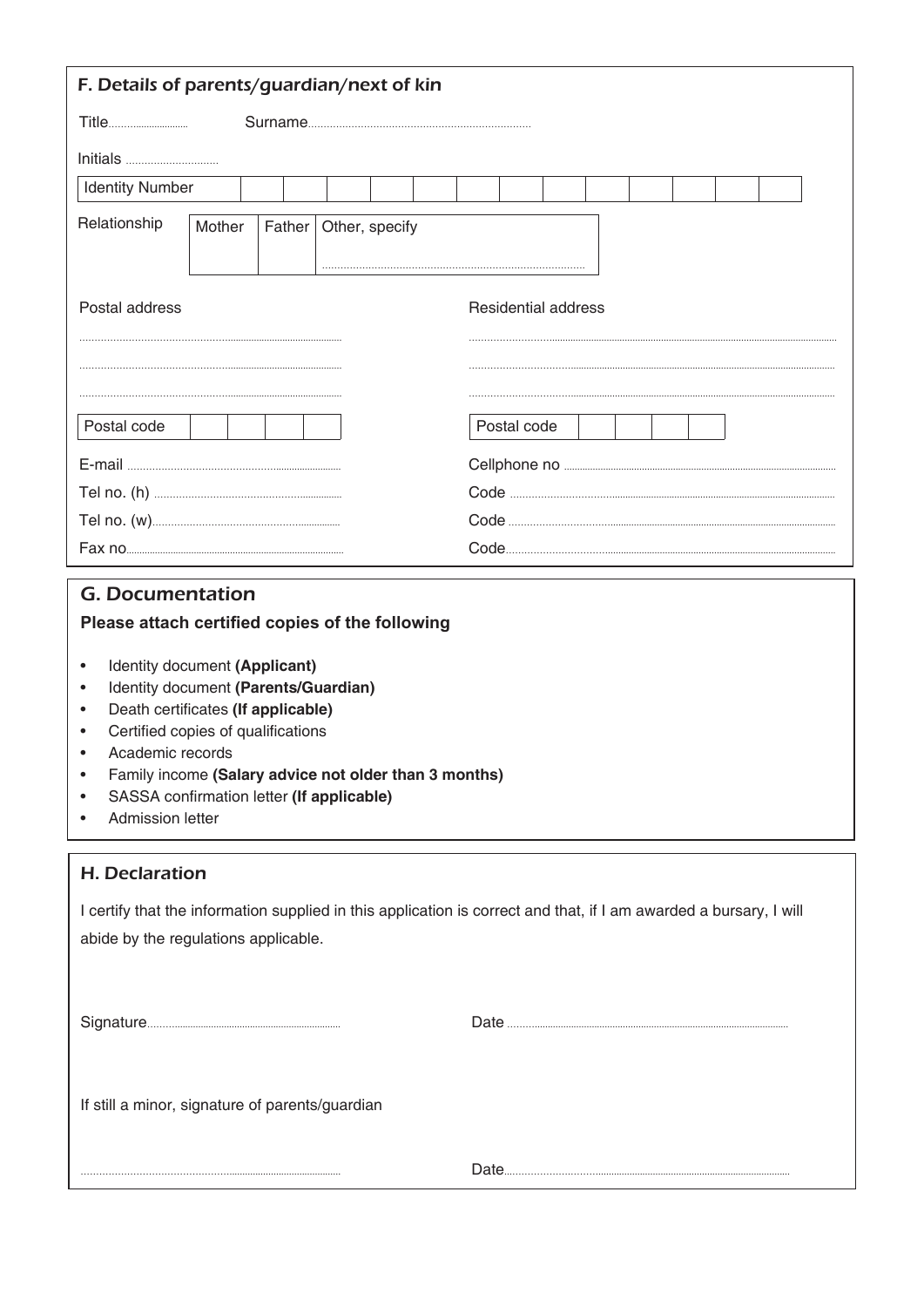## F. Details of parents/guardian/next of kin

Title.............................. Surname.......................................................................

Initials ..............................

| Identity Number | | | | | | | | | | | | | |
|---|---|---|---|---|---|---|---|---|---|---|---|---|---|

| Relationship | Mother | Father | Other, specify ................................................................................ |
|---|---|---|---|

Postal address

..........................................................................................

..........................................................................................

..........................................................................................

| Postal code | | | | |
|---|---|---|---|---|

Residential address

..........................................................................................

..........................................................................................

..........................................................................................

| Postal code | | | | |
|---|---|---|---|---|

E-mail ......................................................................

Tel no. (h) ..............................................................

Tel no. (w)..............................................................

Fax no...................................................................................

Cellphone no ..........................................................................................

Code ..........................................................................................

Code ..........................................................................................

Code..........................................................................................

## G. Documentation

**Please attach certified copies of the following**

- Identity document **(Applicant)**
- Identity document **(Parents/Guardian)**
- Death certificates **(If applicable)**
- Certified copies of qualifications
- Academic records
- Family income **(Salary advice not older than 3 months)**
- SASSA confirmation letter **(If applicable)**
- Admission letter

## H. Declaration

I certify that the information supplied in this application is correct and that, if I am awarded a bursary, I will abide by the regulations applicable.

Signature...................................................................... Date ..........................................................................................

If still a minor, signature of parents/guardian

.......................................................................................... Date..........................................................................................